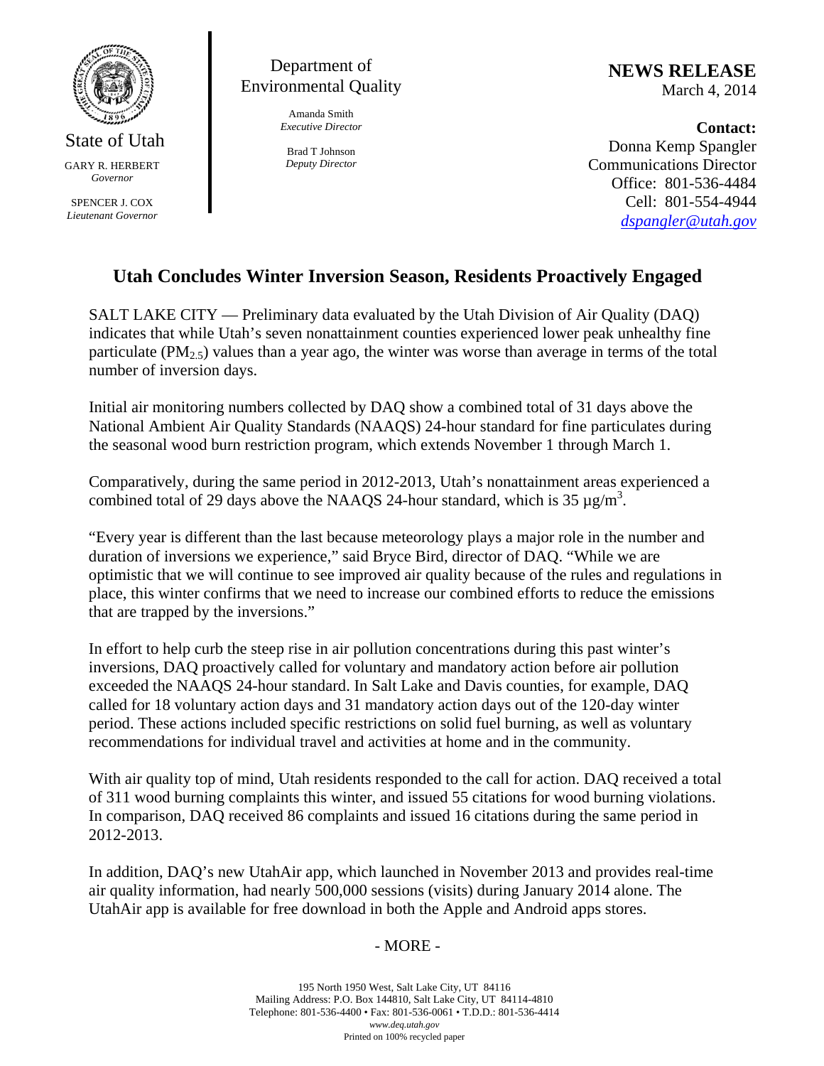State of Utah

GARY R. HERBERT
*Governor*

SPENCER J. COX
*Lieutenant Governor*

Department of Environmental Quality

Amanda Smith
*Executive Director*

Brad T Johnson
*Deputy Director*

**NEWS RELEASE**
March 4, 2014

**Contact:**
Donna Kemp Spangler
Communications Director
Office: 801-536-4484
Cell: 801-554-4944
*dspangler@utah.gov*

## Utah Concludes Winter Inversion Season, Residents Proactively Engaged

SALT LAKE CITY — Preliminary data evaluated by the Utah Division of Air Quality (DAQ) indicates that while Utah's seven nonattainment counties experienced lower peak unhealthy fine particulate ($PM_{2.5}$) values than a year ago, the winter was worse than average in terms of the total number of inversion days.

Initial air monitoring numbers collected by DAQ show a combined total of 31 days above the National Ambient Air Quality Standards (NAAQS) 24-hour standard for fine particulates during the seasonal wood burn restriction program, which extends November 1 through March 1.

Comparatively, during the same period in 2012-2013, Utah's nonattainment areas experienced a combined total of 29 days above the NAAQS 24-hour standard, which is 35 $\mu g/m^3$.

"Every year is different than the last because meteorology plays a major role in the number and duration of inversions we experience," said Bryce Bird, director of DAQ. "While we are optimistic that we will continue to see improved air quality because of the rules and regulations in place, this winter confirms that we need to increase our combined efforts to reduce the emissions that are trapped by the inversions."

In effort to help curb the steep rise in air pollution concentrations during this past winter's inversions, DAQ proactively called for voluntary and mandatory action before air pollution exceeded the NAAQS 24-hour standard. In Salt Lake and Davis counties, for example, DAQ called for 18 voluntary action days and 31 mandatory action days out of the 120-day winter period. These actions included specific restrictions on solid fuel burning, as well as voluntary recommendations for individual travel and activities at home and in the community.

With air quality top of mind, Utah residents responded to the call for action. DAQ received a total of 311 wood burning complaints this winter, and issued 55 citations for wood burning violations. In comparison, DAQ received 86 complaints and issued 16 citations during the same period in 2012-2013.

In addition, DAQ's new UtahAir app, which launched in November 2013 and provides real-time air quality information, had nearly 500,000 sessions (visits) during January 2014 alone. The UtahAir app is available for free download in both the Apple and Android apps stores.

- MORE -

195 North 1950 West, Salt Lake City, UT 84116
Mailing Address: P.O. Box 144810, Salt Lake City, UT 84114-4810
Telephone: 801-536-4400 • Fax: 801-536-0061 • T.D.D.: 801-536-4414
*www.deq.utah.gov*
Printed on 100% recycled paper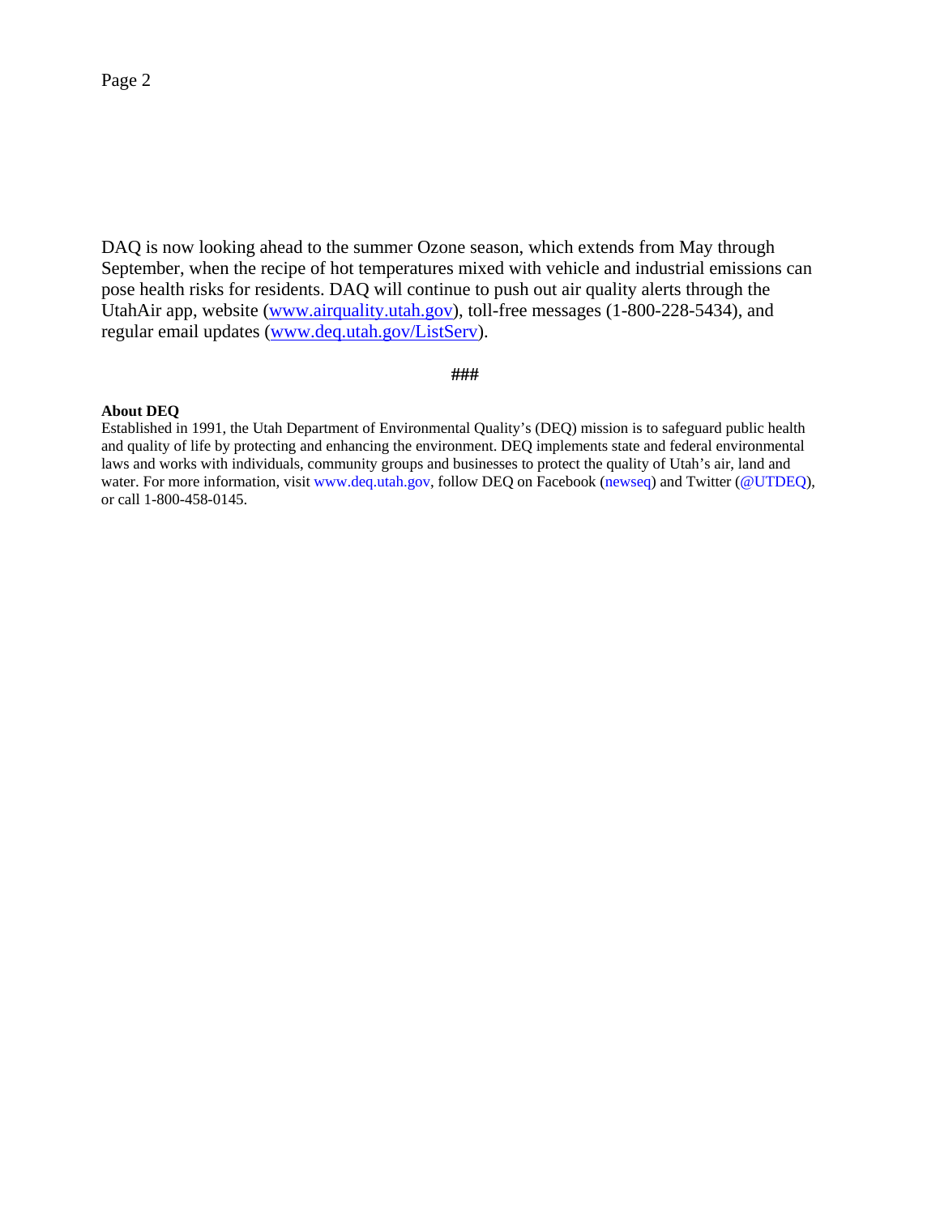DAQ is now looking ahead to the summer Ozone season, which extends from May through September, when the recipe of hot temperatures mixed with vehicle and industrial emissions can pose health risks for residents. DAQ will continue to push out air quality alerts through the UtahAir app, website (www.airquality.utah.gov), toll-free messages (1-800-228-5434), and regular email updates (www.deq.utah.gov/ListServ).

###

**About DEQ**
Established in 1991, the Utah Department of Environmental Quality's (DEQ) mission is to safeguard public health and quality of life by protecting and enhancing the environment. DEQ implements state and federal environmental laws and works with individuals, community groups and businesses to protect the quality of Utah's air, land and water. For more information, visit www.deq.utah.gov, follow DEQ on Facebook (newseq) and Twitter (@UTDEQ), or call 1-800-458-0145.